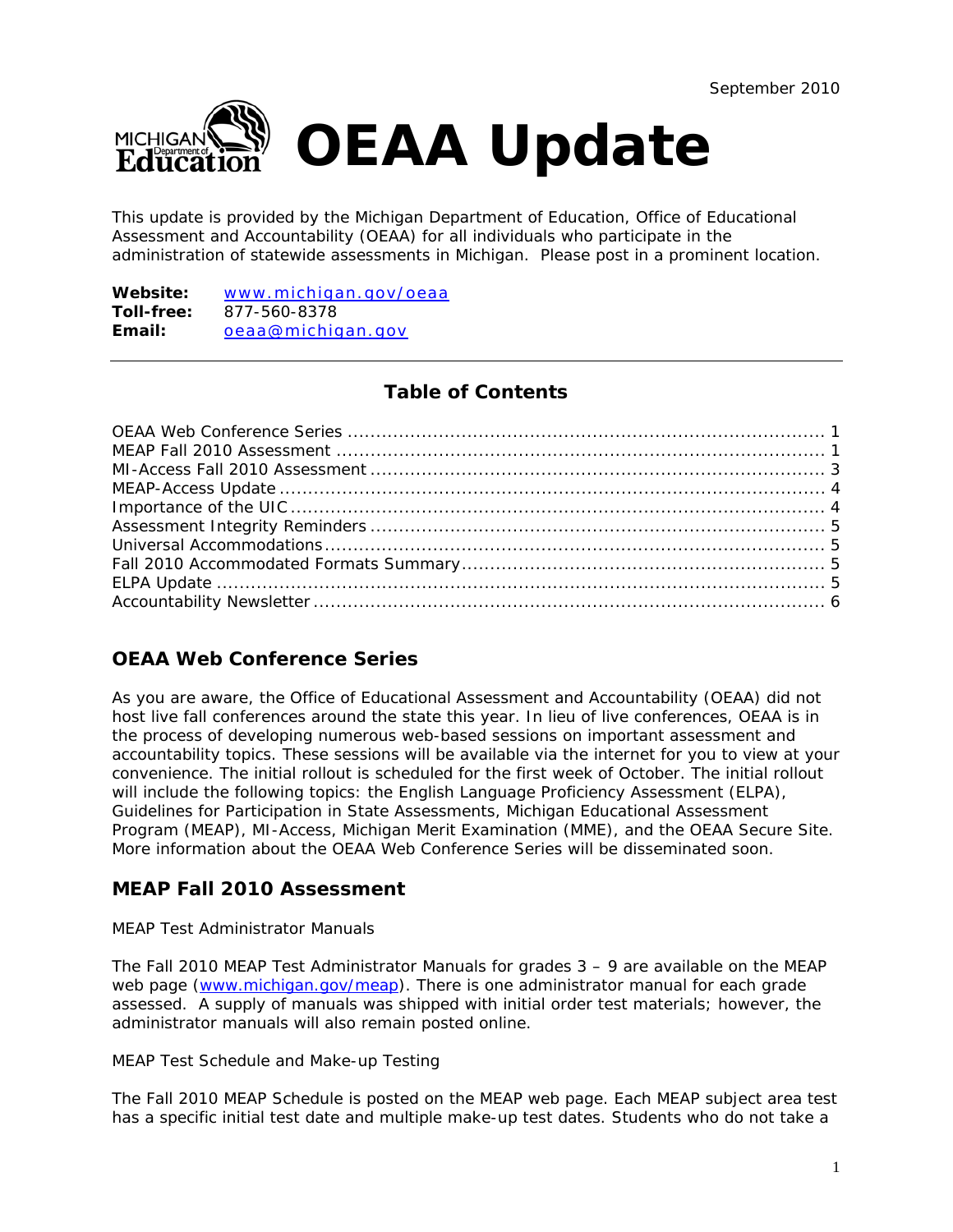September 2010

# OEAA Update

This update is provided by the Michigan Department of Education, Office of Educational Assessment and Accountability (OEAA) for all individuals who participate in the administration of statewide assessments in Michigan. Please post in a prominent location.

**Website:** www.michigan.gov/oeaa
**Toll-free:** 877-560-8378
**Email:** oeaa@michigan.gov

---

## Table of Contents

OEAA Web Conference Series ........ 1
MEAP Fall 2010 Assessment ........ 1
MI-Access Fall 2010 Assessment ........ 3
MEAP-Access Update ........ 4
Importance of the UIC ........ 4
Assessment Integrity Reminders ........ 5
Universal Accommodations ........ 5
Fall 2010 Accommodated Formats Summary ........ 5
ELPA Update ........ 5
Accountability Newsletter ........ 6

## OEAA Web Conference Series

As you are aware, the Office of Educational Assessment and Accountability (OEAA) did not host live fall conferences around the state this year. In lieu of live conferences, OEAA is in the process of developing numerous web-based sessions on important assessment and accountability topics. These sessions will be available via the internet for you to view at your convenience. The initial rollout is scheduled for the first week of October. The initial rollout will include the following topics: the English Language Proficiency Assessment (ELPA), Guidelines for Participation in State Assessments, Michigan Educational Assessment Program (MEAP), MI-Access, Michigan Merit Examination (MME), and the OEAA Secure Site. More information about the OEAA Web Conference Series will be disseminated soon.

## MEAP Fall 2010 Assessment

MEAP Test Administrator Manuals

The Fall 2010 MEAP Test Administrator Manuals for grades 3 – 9 are available on the MEAP web page (www.michigan.gov/meap). There is one administrator manual for each grade assessed. A supply of manuals was shipped with initial order test materials; however, the administrator manuals will also remain posted online.

MEAP Test Schedule and Make-up Testing

The Fall 2010 MEAP Schedule is posted on the MEAP web page. Each MEAP subject area test has a specific initial test date and multiple make-up test dates. Students who do not take a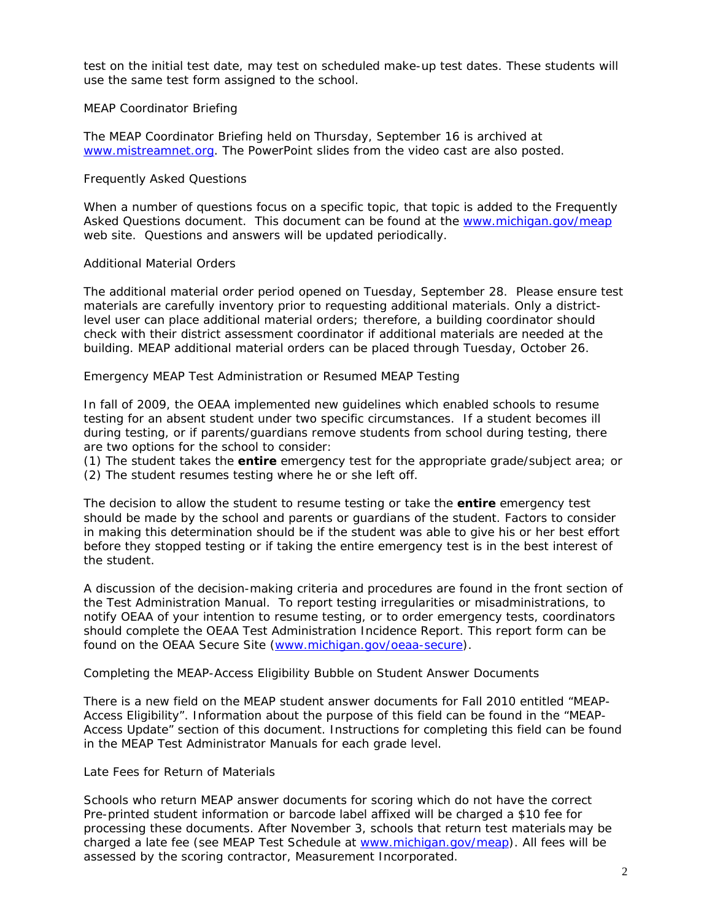test on the initial test date, may test on scheduled make-up test dates. These students will use the same test form assigned to the school.

## MEAP Coordinator Briefing

The MEAP Coordinator Briefing held on Thursday, September 16 is archived at www.mistreamnet.org. The PowerPoint slides from the video cast are also posted.

## Frequently Asked Questions

When a number of questions focus on a specific topic, that topic is added to the Frequently Asked Questions document. This document can be found at the www.michigan.gov/meap web site. Questions and answers will be updated periodically.

## Additional Material Orders

The additional material order period opened on Tuesday, September 28. Please ensure test materials are carefully inventory prior to requesting additional materials. Only a district-level user can place additional material orders; therefore, a building coordinator should check with their district assessment coordinator if additional materials are needed at the building. MEAP additional material orders can be placed through Tuesday, October 26.

## Emergency MEAP Test Administration or Resumed MEAP Testing

In fall of 2009, the OEAA implemented new guidelines which enabled schools to resume testing for an absent student under two specific circumstances. If a student becomes ill during testing, or if parents/guardians remove students from school during testing, there are two options for the school to consider:

(1) The student takes the **entire** emergency test for the appropriate grade/subject area; or
(2) The student resumes testing where he or she left off.

The decision to allow the student to resume testing or take the **entire** emergency test should be made by the school and parents or guardians of the student. Factors to consider in making this determination should be if the student was able to give his or her best effort before they stopped testing or if taking the entire emergency test is in the best interest of the student.

A discussion of the decision-making criteria and procedures are found in the front section of the Test Administration Manual. To report testing irregularities or misadministrations, to notify OEAA of your intention to resume testing, or to order emergency tests, coordinators should complete the OEAA Test Administration Incidence Report. This report form can be found on the OEAA Secure Site (www.michigan.gov/oeaa-secure).

## Completing the MEAP-Access Eligibility Bubble on Student Answer Documents

There is a new field on the MEAP student answer documents for Fall 2010 entitled "MEAP-Access Eligibility". Information about the purpose of this field can be found in the "MEAP-Access Update" section of this document. Instructions for completing this field can be found in the MEAP Test Administrator Manuals for each grade level.

## Late Fees for Return of Materials

Schools who return MEAP answer documents for scoring which do not have the correct Pre-printed student information or barcode label affixed will be charged a $10 fee for processing these documents. After November 3, schools that return test materials may be charged a late fee (see MEAP Test Schedule at www.michigan.gov/meap). All fees will be assessed by the scoring contractor, Measurement Incorporated.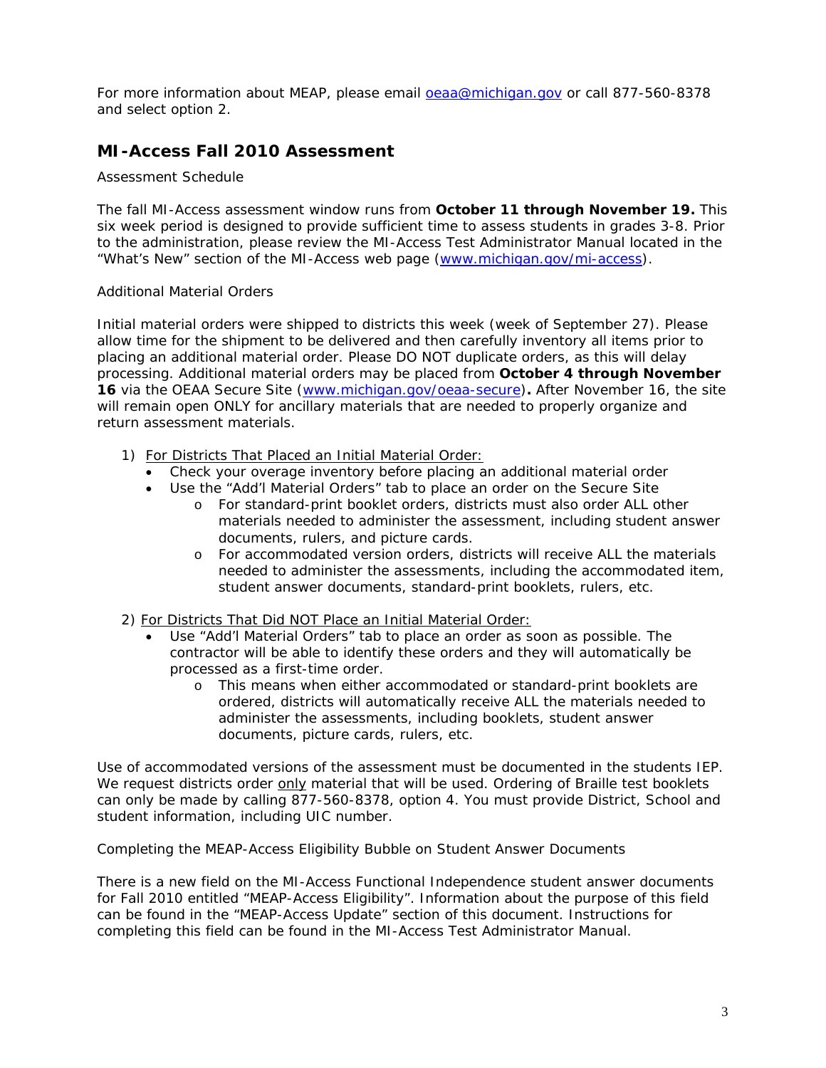For more information about MEAP, please email [oeaa@michigan.gov](mailto:oeaa@michigan.gov) or call 877-560-8378 and select option 2.

## MI-Access Fall 2010 Assessment

Assessment Schedule

The fall MI-Access assessment window runs from **October 11 through November 19.** This six week period is designed to provide sufficient time to assess students in grades 3-8. Prior to the administration, please review the MI-Access Test Administrator Manual located in the "What's New" section of the MI-Access web page ([www.michigan.gov/mi-access](http://www.michigan.gov/mi-access)).

Additional Material Orders

Initial material orders were shipped to districts this week (week of September 27). Please allow time for the shipment to be delivered and then carefully inventory all items prior to placing an additional material order. Please DO NOT duplicate orders, as this will delay processing. Additional material orders may be placed from **October 4 through November 16** via the OEAA Secure Site ([www.michigan.gov/oeaa-secure](http://www.michigan.gov/oeaa-secure))**.** After November 16, the site will remain open ONLY for ancillary materials that are needed to properly organize and return assessment materials.

1) <u>For Districts That Placed an Initial Material Order:</u>
   - Check your overage inventory before placing an additional material order
   - Use the "Add'l Material Orders" tab to place an order on the Secure Site
     - For standard-print booklet orders, districts must also order ALL other materials needed to administer the assessment, including student answer documents, rulers, and picture cards.
     - For accommodated version orders, districts will receive ALL the materials needed to administer the assessments, including the accommodated item, student answer documents, standard-print booklets, rulers, etc.

2) <u>For Districts That Did NOT Place an Initial Material Order:</u>
   - Use "Add'l Material Orders" tab to place an order as soon as possible. The contractor will be able to identify these orders and they will automatically be processed as a first-time order.
     - This means when either accommodated or standard-print booklets are ordered, districts will automatically receive ALL the materials needed to administer the assessments, including booklets, student answer documents, picture cards, rulers, etc.

Use of accommodated versions of the assessment must be documented in the students IEP. We request districts order <u>only</u> material that will be used. Ordering of Braille test booklets can only be made by calling 877-560-8378, option 4. You must provide District, School and student information, including UIC number.

Completing the MEAP-Access Eligibility Bubble on Student Answer Documents

There is a new field on the MI-Access Functional Independence student answer documents for Fall 2010 entitled "MEAP-Access Eligibility". Information about the purpose of this field can be found in the "MEAP-Access Update" section of this document. Instructions for completing this field can be found in the MI-Access Test Administrator Manual.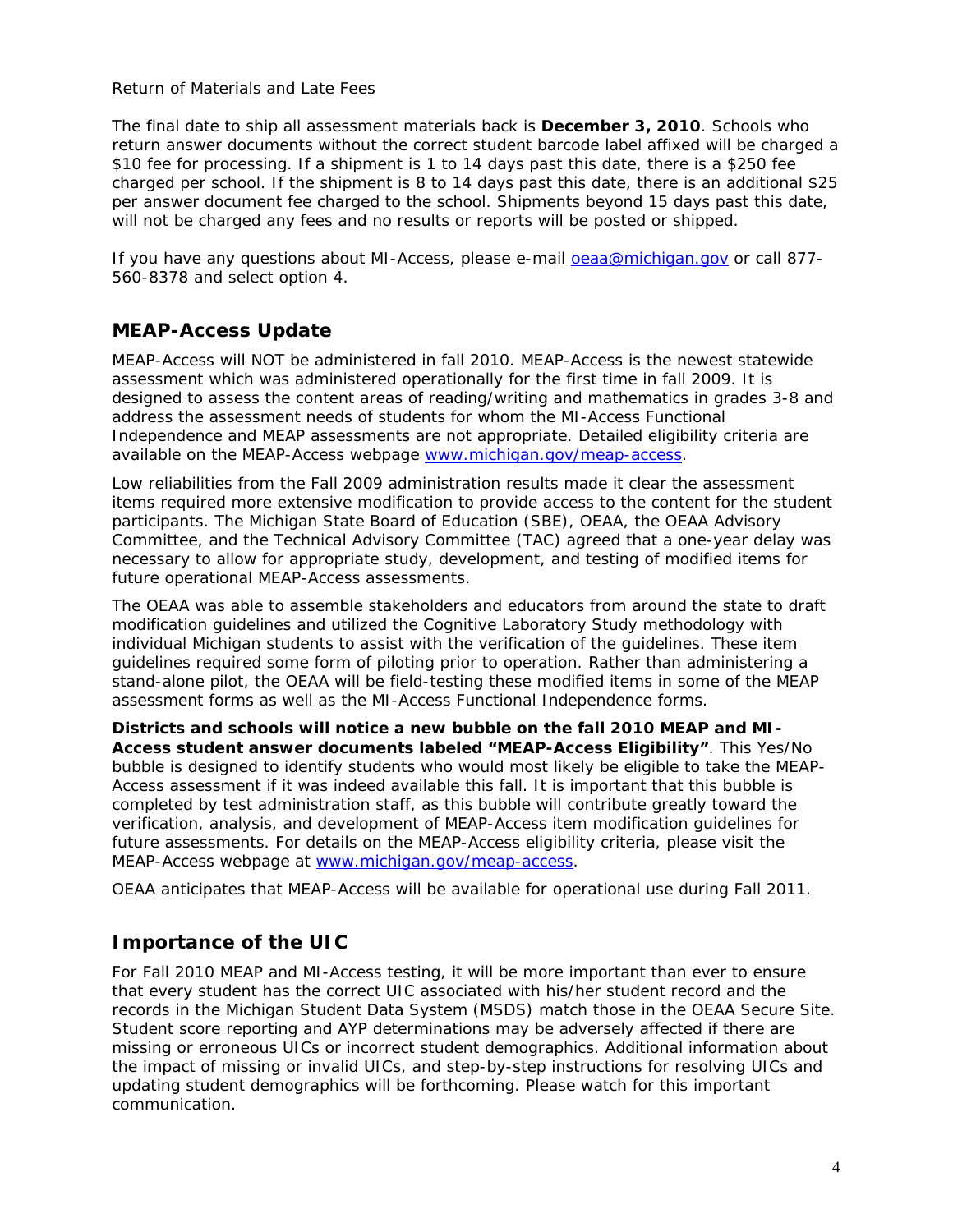Return of Materials and Late Fees

The final date to ship all assessment materials back is **December 3, 2010**. Schools who return answer documents without the correct student barcode label affixed will be charged a $10 fee for processing. If a shipment is 1 to 14 days past this date, there is a $250 fee charged per school. If the shipment is 8 to 14 days past this date, there is an additional $25 per answer document fee charged to the school. Shipments beyond 15 days past this date, will not be charged any fees and no results or reports will be posted or shipped.

If you have any questions about MI-Access, please e-mail oeaa@michigan.gov or call 877-560-8378 and select option 4.

## MEAP-Access Update

MEAP-Access will NOT be administered in fall 2010. MEAP-Access is the newest statewide assessment which was administered operationally for the first time in fall 2009. It is designed to assess the content areas of reading/writing and mathematics in grades 3-8 and address the assessment needs of students for whom the MI-Access Functional Independence and MEAP assessments are not appropriate. Detailed eligibility criteria are available on the MEAP-Access webpage www.michigan.gov/meap-access.

Low reliabilities from the Fall 2009 administration results made it clear the assessment items required more extensive modification to provide access to the content for the student participants. The Michigan State Board of Education (SBE), OEAA, the OEAA Advisory Committee, and the Technical Advisory Committee (TAC) agreed that a one-year delay was necessary to allow for appropriate study, development, and testing of modified items for future operational MEAP-Access assessments.

The OEAA was able to assemble stakeholders and educators from around the state to draft modification guidelines and utilized the Cognitive Laboratory Study methodology with individual Michigan students to assist with the verification of the guidelines. These item guidelines required some form of piloting prior to operation. Rather than administering a stand-alone pilot, the OEAA will be field-testing these modified items in some of the MEAP assessment forms as well as the MI-Access Functional Independence forms.

**Districts and schools will notice a new bubble on the fall 2010 MEAP and MI-Access student answer documents labeled "MEAP-Access Eligibility"**. This Yes/No bubble is designed to identify students who would most likely be eligible to take the MEAP-Access assessment if it was indeed available this fall. It is important that this bubble is completed by test administration staff, as this bubble will contribute greatly toward the verification, analysis, and development of MEAP-Access item modification guidelines for future assessments. For details on the MEAP-Access eligibility criteria, please visit the MEAP-Access webpage at www.michigan.gov/meap-access.

OEAA anticipates that MEAP-Access will be available for operational use during Fall 2011.

## Importance of the UIC

For Fall 2010 MEAP and MI-Access testing, it will be more important than ever to ensure that every student has the correct UIC associated with his/her student record and the records in the Michigan Student Data System (MSDS) match those in the OEAA Secure Site. Student score reporting and AYP determinations may be adversely affected if there are missing or erroneous UICs or incorrect student demographics. Additional information about the impact of missing or invalid UICs, and step-by-step instructions for resolving UICs and updating student demographics will be forthcoming. Please watch for this important communication.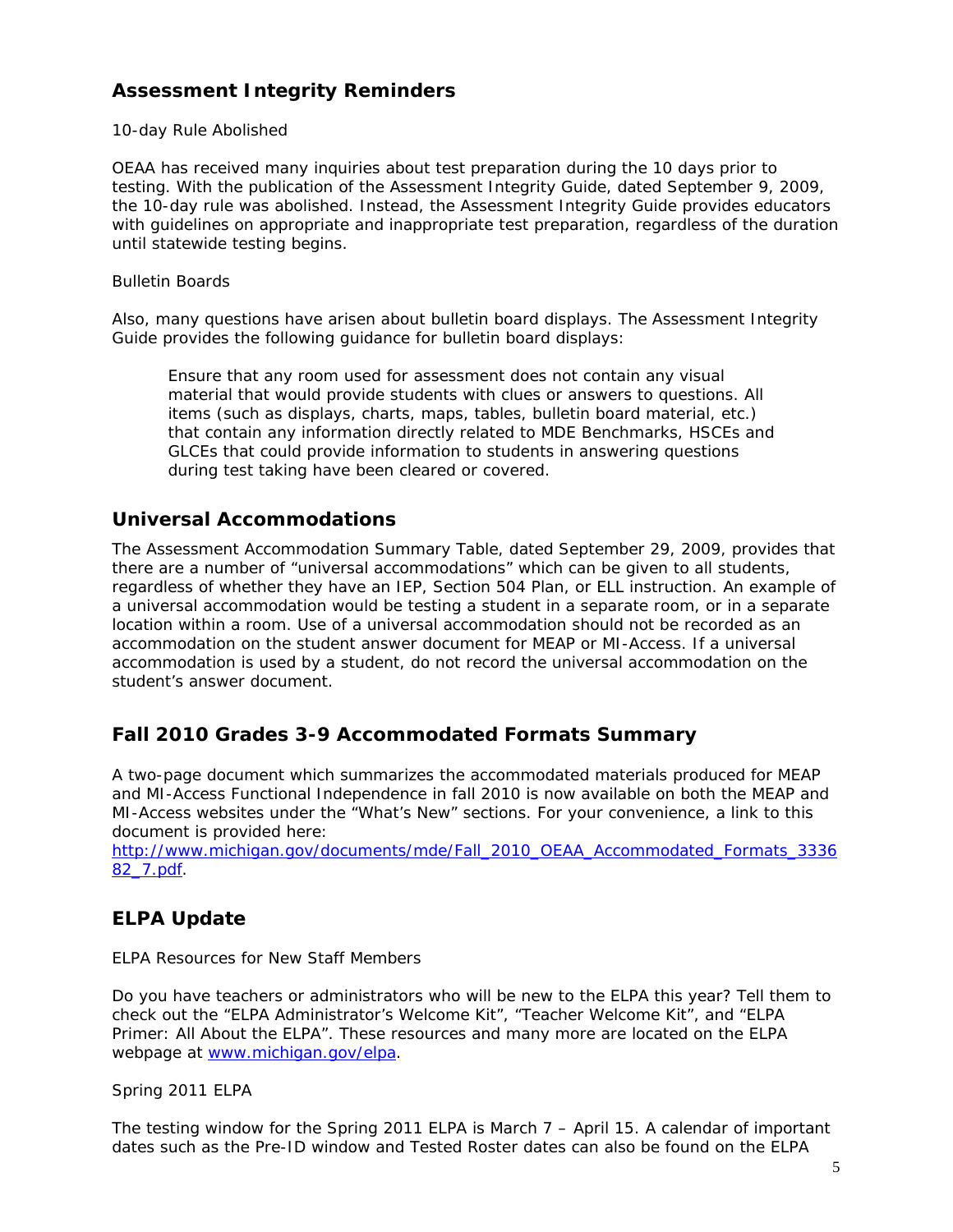## Assessment Integrity Reminders

*10-day Rule Abolished*

OEAA has received many inquiries about test preparation during the 10 days prior to testing. With the publication of the Assessment Integrity Guide, dated September 9, 2009, the 10-day rule was abolished. Instead, the Assessment Integrity Guide provides educators with guidelines on appropriate and inappropriate test preparation, regardless of the duration until statewide testing begins.

*Bulletin Boards*

Also, many questions have arisen about bulletin board displays. The Assessment Integrity Guide provides the following guidance for bulletin board displays:

> Ensure that any room used for assessment does not contain any visual material that would provide students with clues or answers to questions. All items (such as displays, charts, maps, tables, bulletin board material, etc.) that contain any information directly related to MDE Benchmarks, HSCEs and GLCEs that could provide information to students in answering questions during test taking have been cleared or covered.

## Universal Accommodations

The Assessment Accommodation Summary Table, dated September 29, 2009, provides that there are a number of "universal accommodations" which can be given to all students, regardless of whether they have an IEP, Section 504 Plan, or ELL instruction. An example of a universal accommodation would be testing a student in a separate room, or in a separate location within a room. Use of a universal accommodation should not be recorded as an accommodation on the student answer document for MEAP or MI-Access. If a universal accommodation is used by a student, do not record the universal accommodation on the student's answer document.

## Fall 2010 Grades 3-9 Accommodated Formats Summary

A two-page document which summarizes the accommodated materials produced for MEAP and MI-Access Functional Independence in fall 2010 is now available on both the MEAP and MI-Access websites under the "What's New" sections. For your convenience, a link to this document is provided here: http://www.michigan.gov/documents/mde/Fall_2010_OEAA_Accommodated_Formats_333682_7.pdf.

## ELPA Update

*ELPA Resources for New Staff Members*

Do you have teachers or administrators who will be new to the ELPA this year? Tell them to check out the "ELPA Administrator's Welcome Kit", "Teacher Welcome Kit", and "ELPA Primer: All About the ELPA". These resources and many more are located on the ELPA webpage at www.michigan.gov/elpa.

*Spring 2011 ELPA*

The testing window for the Spring 2011 ELPA is March 7 – April 15. A calendar of important dates such as the Pre-ID window and Tested Roster dates can also be found on the ELPA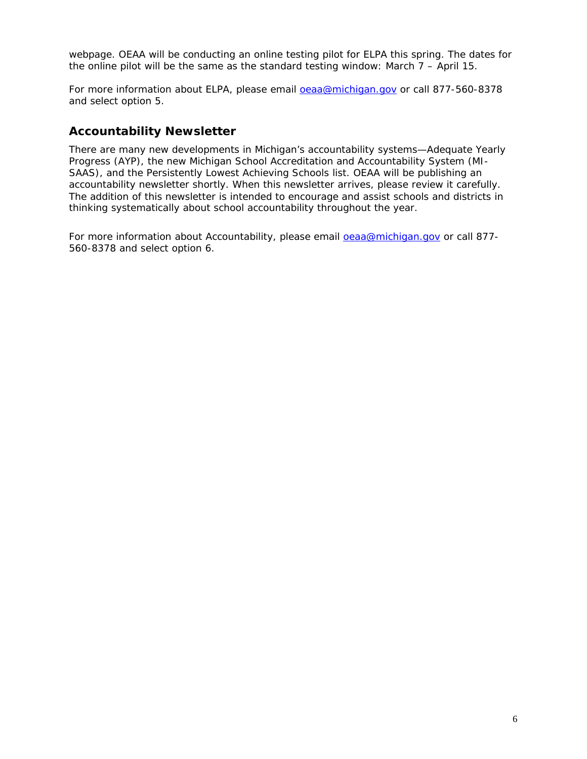webpage. OEAA will be conducting an online testing pilot for ELPA this spring. The dates for the online pilot will be the same as the standard testing window: March 7 – April 15.

For more information about ELPA, please email oeaa@michigan.gov or call 877-560-8378 and select option 5.

## Accountability Newsletter

There are many new developments in Michigan's accountability systems—Adequate Yearly Progress (AYP), the new Michigan School Accreditation and Accountability System (MI-SAAS), and the Persistently Lowest Achieving Schools list. OEAA will be publishing an accountability newsletter shortly. When this newsletter arrives, please review it carefully. The addition of this newsletter is intended to encourage and assist schools and districts in thinking systematically about school accountability throughout the year.

For more information about Accountability, please email oeaa@michigan.gov or call 877-560-8378 and select option 6.